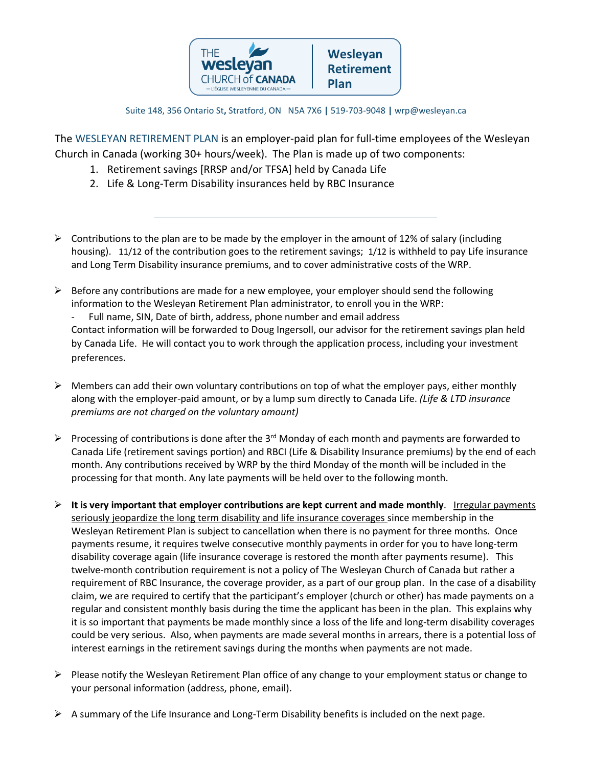# Wesleyan Retirement Plan

The Wesleyan Church of Canada — L'Église Wesleyenne du Canada

Suite 148, 356 Ontario St, Stratford, ON N5A 7X6 | 519-703-9048 | wrp@wesleyan.ca

The WESLEYAN RETIREMENT PLAN is an employer-paid plan for full-time employees of the Wesleyan Church in Canada (working 30+ hours/week). The Plan is made up of two components:

1. Retirement savings [RRSP and/or TFSA] held by Canada Life
2. Life & Long-Term Disability insurances held by RBC Insurance

---

- Contributions to the plan are to be made by the employer in the amount of 12% of salary (including housing). 11/12 of the contribution goes to the retirement savings; 1/12 is withheld to pay Life insurance and Long Term Disability insurance premiums, and to cover administrative costs of the WRP.

- Before any contributions are made for a new employee, your employer should send the following information to the Wesleyan Retirement Plan administrator, to enroll you in the WRP:
  - Full name, SIN, Date of birth, address, phone number and email address

  Contact information will be forwarded to Doug Ingersoll, our advisor for the retirement savings plan held by Canada Life. He will contact you to work through the application process, including your investment preferences.

- Members can add their own voluntary contributions on top of what the employer pays, either monthly along with the employer-paid amount, or by a lump sum directly to Canada Life. *(Life & LTD insurance premiums are not charged on the voluntary amount)*

- Processing of contributions is done after the 3rd Monday of each month and payments are forwarded to Canada Life (retirement savings portion) and RBCI (Life & Disability Insurance premiums) by the end of each month. Any contributions received by WRP by the third Monday of the month will be included in the processing for that month. Any late payments will be held over to the following month.

- **It is very important that employer contributions are kept current and made monthly**. Irregular payments seriously jeopardize the long term disability and life insurance coverages since membership in the Wesleyan Retirement Plan is subject to cancellation when there is no payment for three months. Once payments resume, it requires twelve consecutive monthly payments in order for you to have long-term disability coverage again (life insurance coverage is restored the month after payments resume). This twelve-month contribution requirement is not a policy of The Wesleyan Church of Canada but rather a requirement of RBC Insurance, the coverage provider, as a part of our group plan. In the case of a disability claim, we are required to certify that the participant's employer (church or other) has made payments on a regular and consistent monthly basis during the time the applicant has been in the plan. This explains why it is so important that payments be made monthly since a loss of the life and long-term disability coverages could be very serious. Also, when payments are made several months in arrears, there is a potential loss of interest earnings in the retirement savings during the months when payments are not made.

- Please notify the Wesleyan Retirement Plan office of any change to your employment status or change to your personal information (address, phone, email).

- A summary of the Life Insurance and Long-Term Disability benefits is included on the next page.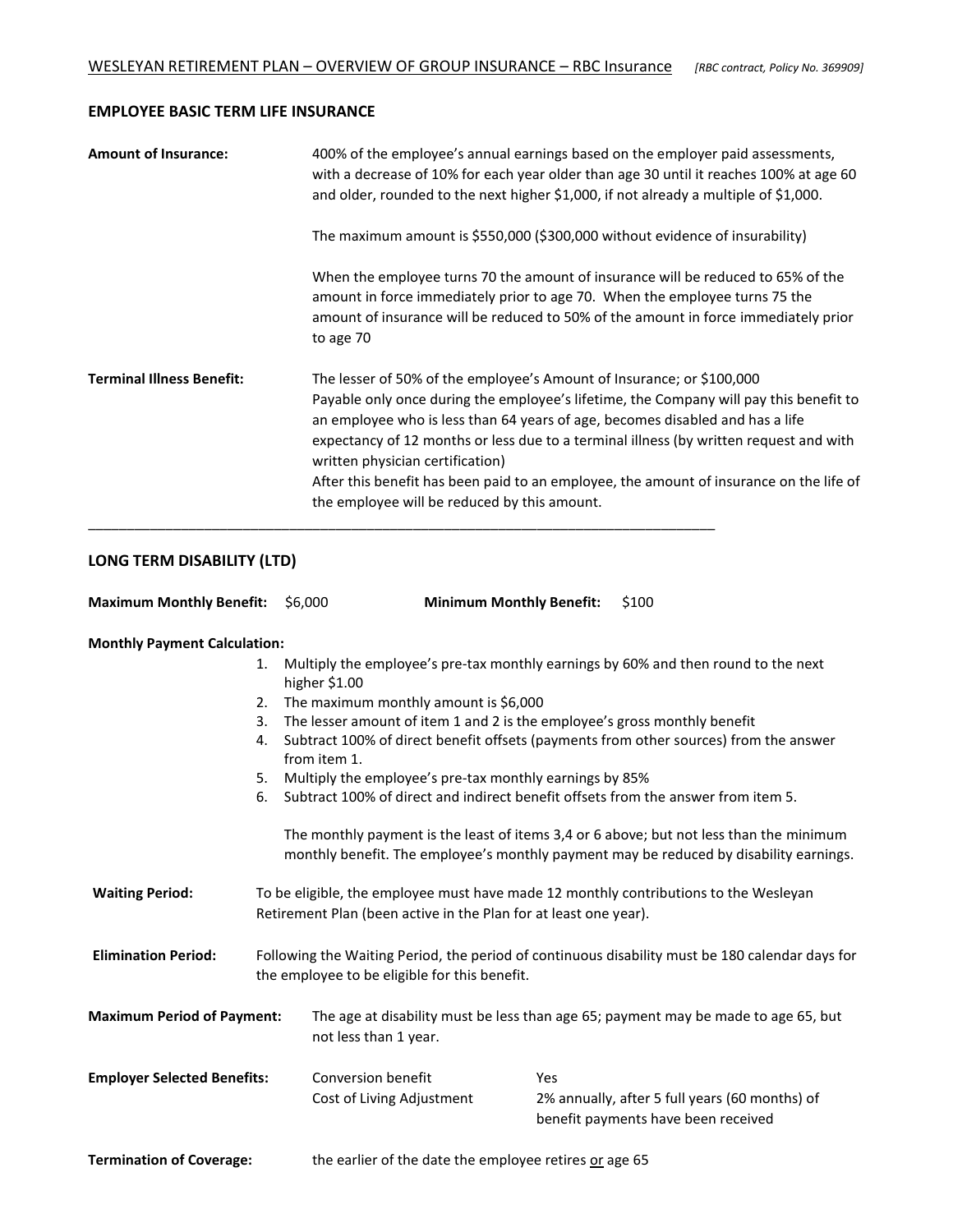WESLEYAN RETIREMENT PLAN – OVERVIEW OF GROUP INSURANCE – RBC Insurance *[RBC contract, Policy No. 369909]*

## EMPLOYEE BASIC TERM LIFE INSURANCE

**Amount of Insurance:**

400% of the employee's annual earnings based on the employer paid assessments, with a decrease of 10% for each year older than age 30 until it reaches 100% at age 60 and older, rounded to the next higher $1,000, if not already a multiple of $1,000.

The maximum amount is $550,000 ($300,000 without evidence of insurability)

When the employee turns 70 the amount of insurance will be reduced to 65% of the amount in force immediately prior to age 70. When the employee turns 75 the amount of insurance will be reduced to 50% of the amount in force immediately prior to age 70

**Terminal Illness Benefit:**

The lesser of 50% of the employee's Amount of Insurance; or $100,000
Payable only once during the employee's lifetime, the Company will pay this benefit to an employee who is less than 64 years of age, becomes disabled and has a life expectancy of 12 months or less due to a terminal illness (by written request and with written physician certification)
After this benefit has been paid to an employee, the amount of insurance on the life of the employee will be reduced by this amount.

---

## LONG TERM DISABILITY (LTD)

**Maximum Monthly Benefit:** $6,000 **Minimum Monthly Benefit:** $100

**Monthly Payment Calculation:**

1. Multiply the employee's pre-tax monthly earnings by 60% and then round to the next higher $1.00
2. The maximum monthly amount is $6,000
3. The lesser amount of item 1 and 2 is the employee's gross monthly benefit
4. Subtract 100% of direct benefit offsets (payments from other sources) from the answer from item 1.
5. Multiply the employee's pre-tax monthly earnings by 85%
6. Subtract 100% of direct and indirect benefit offsets from the answer from item 5.

The monthly payment is the least of items 3,4 or 6 above; but not less than the minimum monthly benefit. The employee's monthly payment may be reduced by disability earnings.

**Waiting Period:** To be eligible, the employee must have made 12 monthly contributions to the Wesleyan Retirement Plan (been active in the Plan for at least one year).

**Elimination Period:** Following the Waiting Period, the period of continuous disability must be 180 calendar days for the employee to be eligible for this benefit.

**Maximum Period of Payment:** The age at disability must be less than age 65; payment may be made to age 65, but not less than 1 year.

**Employer Selected Benefits:**

| | |
|---|---|
| Conversion benefit | Yes |
| Cost of Living Adjustment | 2% annually, after 5 full years (60 months) of benefit payments have been received |

**Termination of Coverage:** the earlier of the date the employee retires <u>or</u> age 65